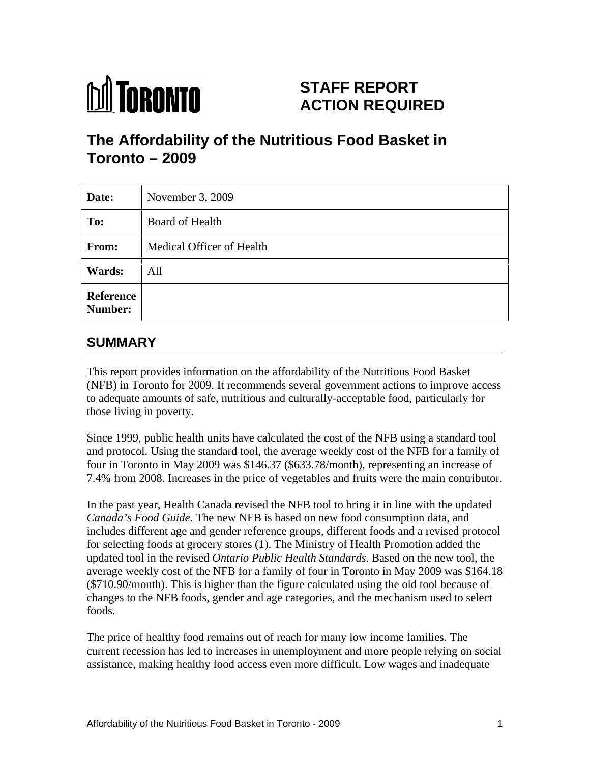TORONTO

# STAFF REPORT ACTION REQUIRED

# The Affordability of the Nutritious Food Basket in Toronto – 2009

| **Date:** | November 3, 2009 |
|---|---|
| **To:** | Board of Health |
| **From:** | Medical Officer of Health |
| **Wards:** | All |
| **Reference Number:** | |

## SUMMARY

This report provides information on the affordability of the Nutritious Food Basket (NFB) in Toronto for 2009. It recommends several government actions to improve access to adequate amounts of safe, nutritious and culturally-acceptable food, particularly for those living in poverty.

Since 1999, public health units have calculated the cost of the NFB using a standard tool and protocol. Using the standard tool, the average weekly cost of the NFB for a family of four in Toronto in May 2009 was $146.37 ($633.78/month), representing an increase of 7.4% from 2008. Increases in the price of vegetables and fruits were the main contributor.

In the past year, Health Canada revised the NFB tool to bring it in line with the updated *Canada's Food Guide.* The new NFB is based on new food consumption data, and includes different age and gender reference groups, different foods and a revised protocol for selecting foods at grocery stores (1). The Ministry of Health Promotion added the updated tool in the revised *Ontario Public Health Standards*. Based on the new tool, the average weekly cost of the NFB for a family of four in Toronto in May 2009 was $164.18 ($710.90/month). This is higher than the figure calculated using the old tool because of changes to the NFB foods, gender and age categories, and the mechanism used to select foods.

The price of healthy food remains out of reach for many low income families. The current recession has led to increases in unemployment and more people relying on social assistance, making healthy food access even more difficult. Low wages and inadequate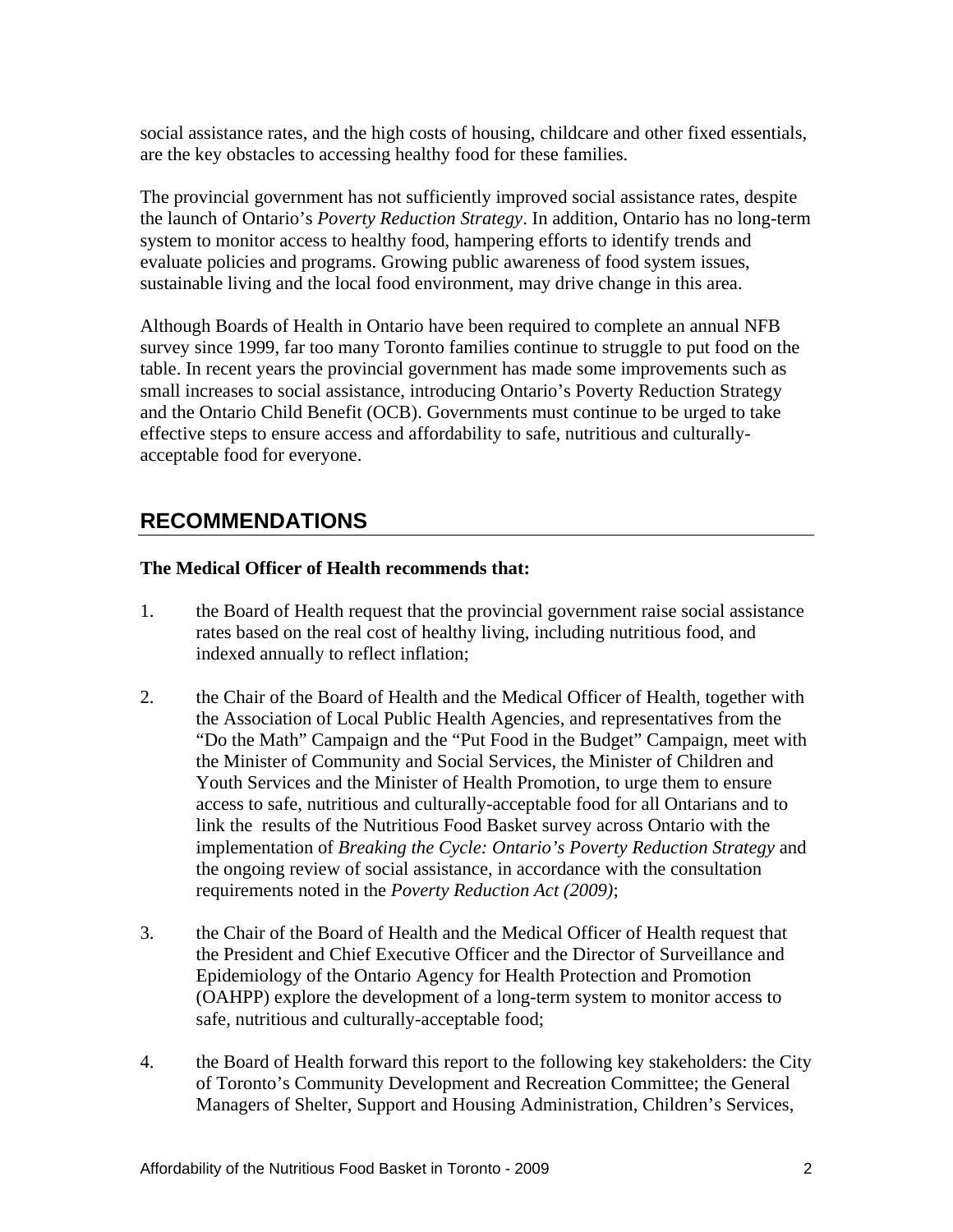social assistance rates, and the high costs of housing, childcare and other fixed essentials, are the key obstacles to accessing healthy food for these families.

The provincial government has not sufficiently improved social assistance rates, despite the launch of Ontario's *Poverty Reduction Strategy*. In addition, Ontario has no long-term system to monitor access to healthy food, hampering efforts to identify trends and evaluate policies and programs. Growing public awareness of food system issues, sustainable living and the local food environment, may drive change in this area.

Although Boards of Health in Ontario have been required to complete an annual NFB survey since 1999, far too many Toronto families continue to struggle to put food on the table. In recent years the provincial government has made some improvements such as small increases to social assistance, introducing Ontario's Poverty Reduction Strategy and the Ontario Child Benefit (OCB). Governments must continue to be urged to take effective steps to ensure access and affordability to safe, nutritious and culturally-acceptable food for everyone.

## RECOMMENDATIONS

**The Medical Officer of Health recommends that:**

1. the Board of Health request that the provincial government raise social assistance rates based on the real cost of healthy living, including nutritious food, and indexed annually to reflect inflation;

2. the Chair of the Board of Health and the Medical Officer of Health, together with the Association of Local Public Health Agencies, and representatives from the "Do the Math" Campaign and the "Put Food in the Budget" Campaign, meet with the Minister of Community and Social Services, the Minister of Children and Youth Services and the Minister of Health Promotion, to urge them to ensure access to safe, nutritious and culturally-acceptable food for all Ontarians and to link the results of the Nutritious Food Basket survey across Ontario with the implementation of *Breaking the Cycle: Ontario's Poverty Reduction Strategy* and the ongoing review of social assistance, in accordance with the consultation requirements noted in the *Poverty Reduction Act (2009)*;

3. the Chair of the Board of Health and the Medical Officer of Health request that the President and Chief Executive Officer and the Director of Surveillance and Epidemiology of the Ontario Agency for Health Protection and Promotion (OAHPP) explore the development of a long-term system to monitor access to safe, nutritious and culturally-acceptable food;

4. the Board of Health forward this report to the following key stakeholders: the City of Toronto's Community Development and Recreation Committee; the General Managers of Shelter, Support and Housing Administration, Children's Services,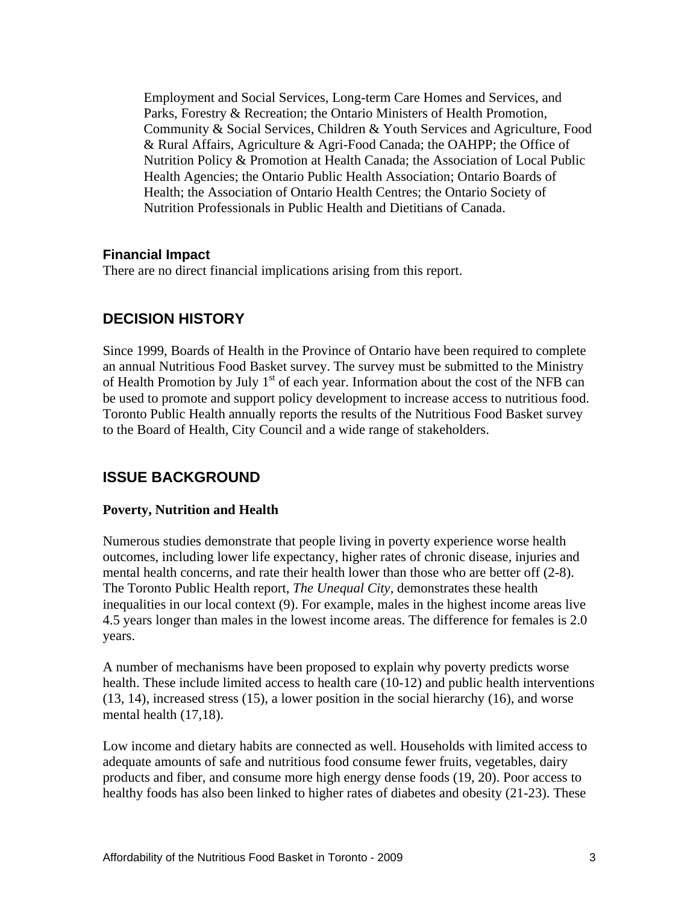Employment and Social Services, Long-term Care Homes and Services, and Parks, Forestry & Recreation; the Ontario Ministers of Health Promotion, Community & Social Services, Children & Youth Services and Agriculture, Food & Rural Affairs, Agriculture & Agri-Food Canada; the OAHPP; the Office of Nutrition Policy & Promotion at Health Canada; the Association of Local Public Health Agencies; the Ontario Public Health Association; Ontario Boards of Health; the Association of Ontario Health Centres; the Ontario Society of Nutrition Professionals in Public Health and Dietitians of Canada.

### Financial Impact

There are no direct financial implications arising from this report.

## DECISION HISTORY

Since 1999, Boards of Health in the Province of Ontario have been required to complete an annual Nutritious Food Basket survey. The survey must be submitted to the Ministry of Health Promotion by July 1st of each year. Information about the cost of the NFB can be used to promote and support policy development to increase access to nutritious food. Toronto Public Health annually reports the results of the Nutritious Food Basket survey to the Board of Health, City Council and a wide range of stakeholders.

## ISSUE BACKGROUND

**Poverty, Nutrition and Health**

Numerous studies demonstrate that people living in poverty experience worse health outcomes, including lower life expectancy, higher rates of chronic disease, injuries and mental health concerns, and rate their health lower than those who are better off (2-8). The Toronto Public Health report, *The Unequal City*, demonstrates these health inequalities in our local context (9). For example, males in the highest income areas live 4.5 years longer than males in the lowest income areas. The difference for females is 2.0 years.

A number of mechanisms have been proposed to explain why poverty predicts worse health. These include limited access to health care (10-12) and public health interventions (13, 14), increased stress (15), a lower position in the social hierarchy (16), and worse mental health (17,18).

Low income and dietary habits are connected as well. Households with limited access to adequate amounts of safe and nutritious food consume fewer fruits, vegetables, dairy products and fiber, and consume more high energy dense foods (19, 20). Poor access to healthy foods has also been linked to higher rates of diabetes and obesity (21-23). These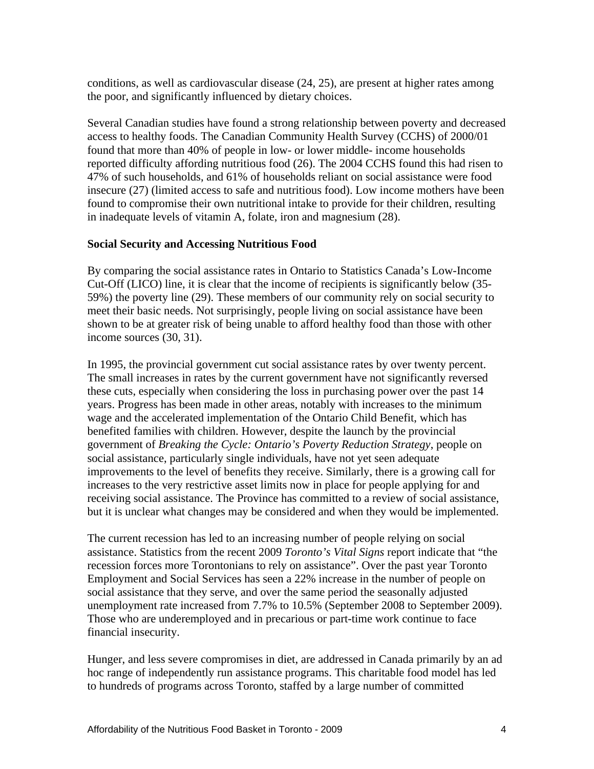conditions, as well as cardiovascular disease (24, 25), are present at higher rates among the poor, and significantly influenced by dietary choices.

Several Canadian studies have found a strong relationship between poverty and decreased access to healthy foods. The Canadian Community Health Survey (CCHS) of 2000/01 found that more than 40% of people in low- or lower middle- income households reported difficulty affording nutritious food (26). The 2004 CCHS found this had risen to 47% of such households, and 61% of households reliant on social assistance were food insecure (27) (limited access to safe and nutritious food). Low income mothers have been found to compromise their own nutritional intake to provide for their children, resulting in inadequate levels of vitamin A, folate, iron and magnesium (28).

**Social Security and Accessing Nutritious Food**

By comparing the social assistance rates in Ontario to Statistics Canada's Low-Income Cut-Off (LICO) line, it is clear that the income of recipients is significantly below (35-59%) the poverty line (29). These members of our community rely on social security to meet their basic needs. Not surprisingly, people living on social assistance have been shown to be at greater risk of being unable to afford healthy food than those with other income sources (30, 31).

In 1995, the provincial government cut social assistance rates by over twenty percent. The small increases in rates by the current government have not significantly reversed these cuts, especially when considering the loss in purchasing power over the past 14 years. Progress has been made in other areas, notably with increases to the minimum wage and the accelerated implementation of the Ontario Child Benefit, which has benefited families with children. However, despite the launch by the provincial government of *Breaking the Cycle: Ontario's Poverty Reduction Strategy*, people on social assistance, particularly single individuals, have not yet seen adequate improvements to the level of benefits they receive. Similarly, there is a growing call for increases to the very restrictive asset limits now in place for people applying for and receiving social assistance. The Province has committed to a review of social assistance, but it is unclear what changes may be considered and when they would be implemented.

The current recession has led to an increasing number of people relying on social assistance. Statistics from the recent 2009 *Toronto's Vital Signs* report indicate that "the recession forces more Torontonians to rely on assistance". Over the past year Toronto Employment and Social Services has seen a 22% increase in the number of people on social assistance that they serve, and over the same period the seasonally adjusted unemployment rate increased from 7.7% to 10.5% (September 2008 to September 2009). Those who are underemployed and in precarious or part-time work continue to face financial insecurity.

Hunger, and less severe compromises in diet, are addressed in Canada primarily by an ad hoc range of independently run assistance programs. This charitable food model has led to hundreds of programs across Toronto, staffed by a large number of committed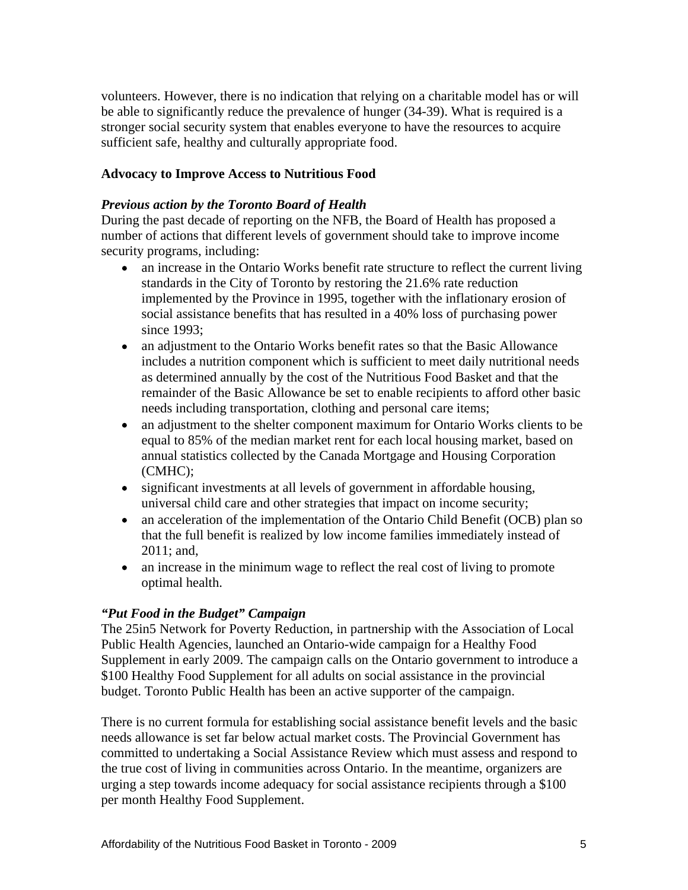volunteers. However, there is no indication that relying on a charitable model has or will be able to significantly reduce the prevalence of hunger (34-39). What is required is a stronger social security system that enables everyone to have the resources to acquire sufficient safe, healthy and culturally appropriate food.

**Advocacy to Improve Access to Nutritious Food**

***Previous action by the Toronto Board of Health***

During the past decade of reporting on the NFB, the Board of Health has proposed a number of actions that different levels of government should take to improve income security programs, including:

- an increase in the Ontario Works benefit rate structure to reflect the current living standards in the City of Toronto by restoring the 21.6% rate reduction implemented by the Province in 1995, together with the inflationary erosion of social assistance benefits that has resulted in a 40% loss of purchasing power since 1993;
- an adjustment to the Ontario Works benefit rates so that the Basic Allowance includes a nutrition component which is sufficient to meet daily nutritional needs as determined annually by the cost of the Nutritious Food Basket and that the remainder of the Basic Allowance be set to enable recipients to afford other basic needs including transportation, clothing and personal care items;
- an adjustment to the shelter component maximum for Ontario Works clients to be equal to 85% of the median market rent for each local housing market, based on annual statistics collected by the Canada Mortgage and Housing Corporation (CMHC);
- significant investments at all levels of government in affordable housing, universal child care and other strategies that impact on income security;
- an acceleration of the implementation of the Ontario Child Benefit (OCB) plan so that the full benefit is realized by low income families immediately instead of 2011; and,
- an increase in the minimum wage to reflect the real cost of living to promote optimal health.

***"Put Food in the Budget" Campaign***

The 25in5 Network for Poverty Reduction, in partnership with the Association of Local Public Health Agencies, launched an Ontario-wide campaign for a Healthy Food Supplement in early 2009. The campaign calls on the Ontario government to introduce a $100 Healthy Food Supplement for all adults on social assistance in the provincial budget. Toronto Public Health has been an active supporter of the campaign.

There is no current formula for establishing social assistance benefit levels and the basic needs allowance is set far below actual market costs. The Provincial Government has committed to undertaking a Social Assistance Review which must assess and respond to the true cost of living in communities across Ontario. In the meantime, organizers are urging a step towards income adequacy for social assistance recipients through a $100 per month Healthy Food Supplement.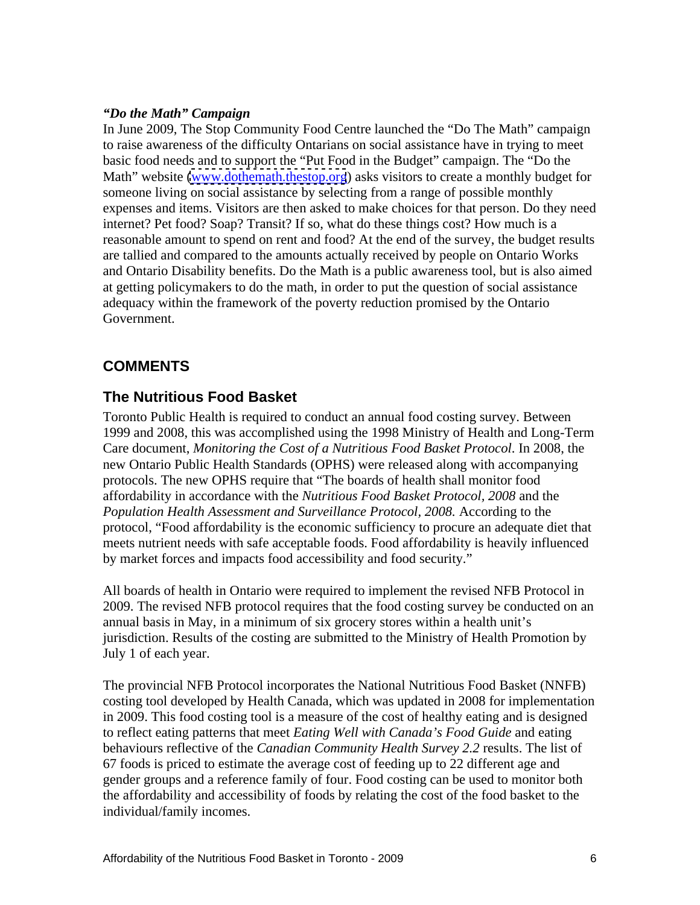***"Do the Math" Campaign***

In June 2009, The Stop Community Food Centre launched the "Do The Math" campaign to raise awareness of the difficulty Ontarians on social assistance have in trying to meet basic food needs and to support the "Put Food in the Budget" campaign. The "Do the Math" website (www.dothemath.thestop.org) asks visitors to create a monthly budget for someone living on social assistance by selecting from a range of possible monthly expenses and items. Visitors are then asked to make choices for that person. Do they need internet? Pet food? Soap? Transit? If so, what do these things cost? How much is a reasonable amount to spend on rent and food? At the end of the survey, the budget results are tallied and compared to the amounts actually received by people on Ontario Works and Ontario Disability benefits. Do the Math is a public awareness tool, but is also aimed at getting policymakers to do the math, in order to put the question of social assistance adequacy within the framework of the poverty reduction promised by the Ontario Government.

## COMMENTS

### The Nutritious Food Basket

Toronto Public Health is required to conduct an annual food costing survey. Between 1999 and 2008, this was accomplished using the 1998 Ministry of Health and Long-Term Care document, *Monitoring the Cost of a Nutritious Food Basket Protocol*. In 2008, the new Ontario Public Health Standards (OPHS) were released along with accompanying protocols. The new OPHS require that "The boards of health shall monitor food affordability in accordance with the *Nutritious Food Basket Protocol, 2008* and the *Population Health Assessment and Surveillance Protocol, 2008.* According to the protocol, "Food affordability is the economic sufficiency to procure an adequate diet that meets nutrient needs with safe acceptable foods. Food affordability is heavily influenced by market forces and impacts food accessibility and food security."

All boards of health in Ontario were required to implement the revised NFB Protocol in 2009. The revised NFB protocol requires that the food costing survey be conducted on an annual basis in May, in a minimum of six grocery stores within a health unit's jurisdiction. Results of the costing are submitted to the Ministry of Health Promotion by July 1 of each year.

The provincial NFB Protocol incorporates the National Nutritious Food Basket (NNFB) costing tool developed by Health Canada, which was updated in 2008 for implementation in 2009. This food costing tool is a measure of the cost of healthy eating and is designed to reflect eating patterns that meet *Eating Well with Canada's Food Guide* and eating behaviours reflective of the *Canadian Community Health Survey 2.2* results. The list of 67 foods is priced to estimate the average cost of feeding up to 22 different age and gender groups and a reference family of four. Food costing can be used to monitor both the affordability and accessibility of foods by relating the cost of the food basket to the individual/family incomes.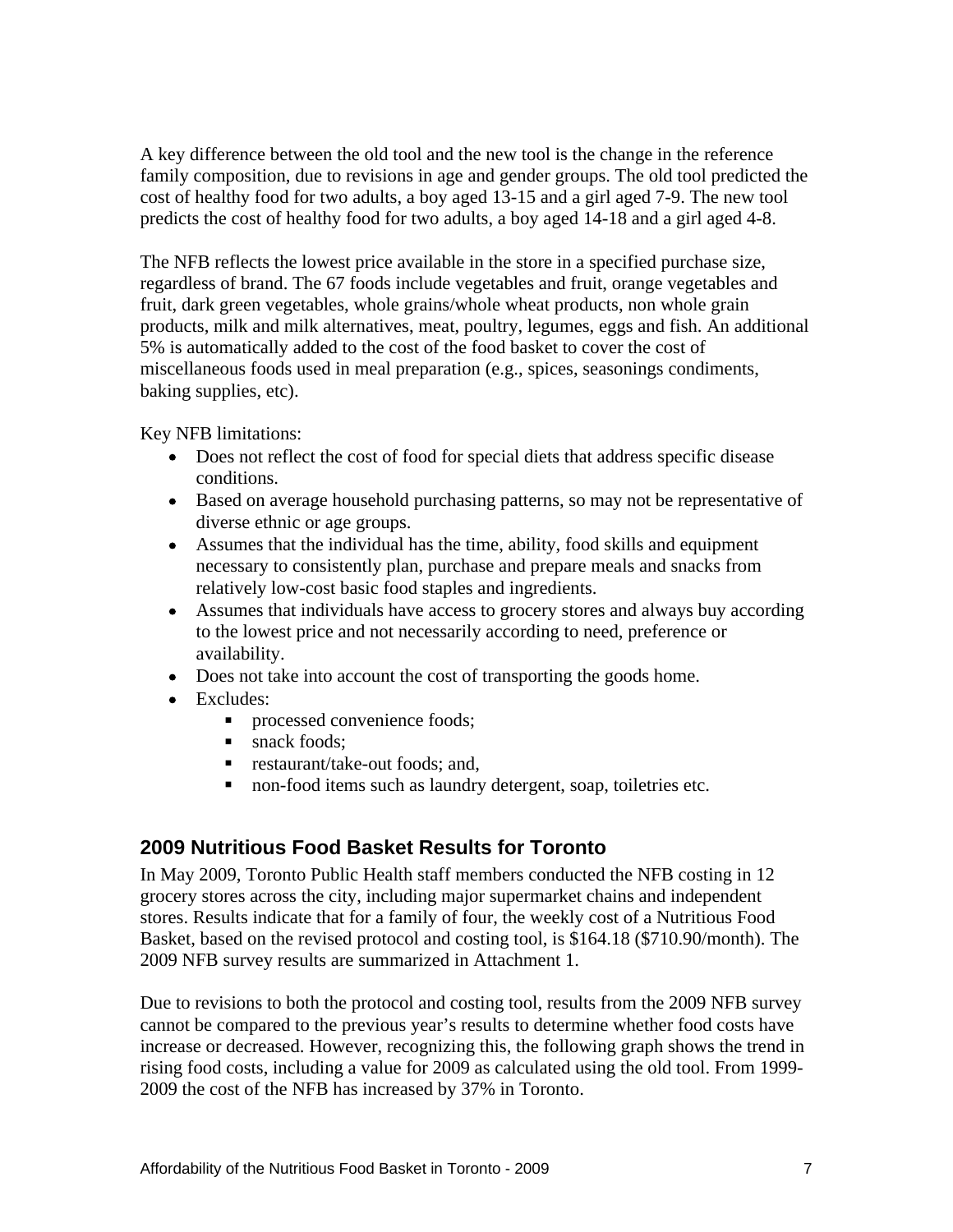A key difference between the old tool and the new tool is the change in the reference family composition, due to revisions in age and gender groups. The old tool predicted the cost of healthy food for two adults, a boy aged 13-15 and a girl aged 7-9. The new tool predicts the cost of healthy food for two adults, a boy aged 14-18 and a girl aged 4-8.

The NFB reflects the lowest price available in the store in a specified purchase size, regardless of brand. The 67 foods include vegetables and fruit, orange vegetables and fruit, dark green vegetables, whole grains/whole wheat products, non whole grain products, milk and milk alternatives, meat, poultry, legumes, eggs and fish. An additional 5% is automatically added to the cost of the food basket to cover the cost of miscellaneous foods used in meal preparation (e.g., spices, seasonings condiments, baking supplies, etc).

Key NFB limitations:

- Does not reflect the cost of food for special diets that address specific disease conditions.
- Based on average household purchasing patterns, so may not be representative of diverse ethnic or age groups.
- Assumes that the individual has the time, ability, food skills and equipment necessary to consistently plan, purchase and prepare meals and snacks from relatively low-cost basic food staples and ingredients.
- Assumes that individuals have access to grocery stores and always buy according to the lowest price and not necessarily according to need, preference or availability.
- Does not take into account the cost of transporting the goods home.
- Excludes:
  - processed convenience foods;
  - snack foods;
  - restaurant/take-out foods; and,
  - non-food items such as laundry detergent, soap, toiletries etc.

## 2009 Nutritious Food Basket Results for Toronto

In May 2009, Toronto Public Health staff members conducted the NFB costing in 12 grocery stores across the city, including major supermarket chains and independent stores. Results indicate that for a family of four, the weekly cost of a Nutritious Food Basket, based on the revised protocol and costing tool, is $164.18 ($710.90/month). The 2009 NFB survey results are summarized in Attachment 1.

Due to revisions to both the protocol and costing tool, results from the 2009 NFB survey cannot be compared to the previous year's results to determine whether food costs have increase or decreased. However, recognizing this, the following graph shows the trend in rising food costs, including a value for 2009 as calculated using the old tool. From 1999-2009 the cost of the NFB has increased by 37% in Toronto.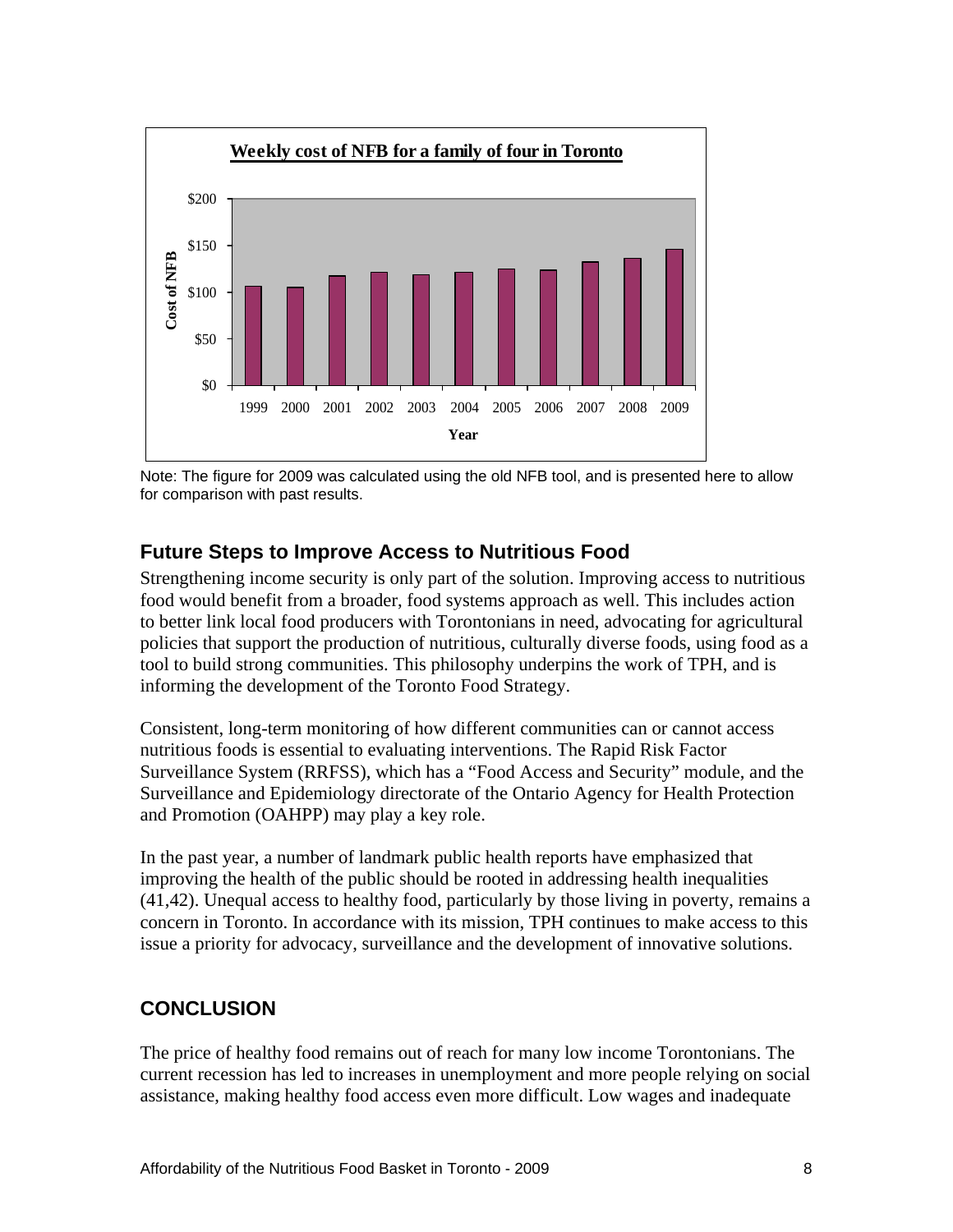**Weekly cost of NFB for a family of four in Toronto**

Note: The figure for 2009 was calculated using the old NFB tool, and is presented here to allow for comparison with past results.

## Future Steps to Improve Access to Nutritious Food

Strengthening income security is only part of the solution. Improving access to nutritious food would benefit from a broader, food systems approach as well. This includes action to better link local food producers with Torontonians in need, advocating for agricultural policies that support the production of nutritious, culturally diverse foods, using food as a tool to build strong communities. This philosophy underpins the work of TPH, and is informing the development of the Toronto Food Strategy.

Consistent, long-term monitoring of how different communities can or cannot access nutritious foods is essential to evaluating interventions. The Rapid Risk Factor Surveillance System (RRFSS), which has a "Food Access and Security" module, and the Surveillance and Epidemiology directorate of the Ontario Agency for Health Protection and Promotion (OAHPP) may play a key role.

In the past year, a number of landmark public health reports have emphasized that improving the health of the public should be rooted in addressing health inequalities (41,42). Unequal access to healthy food, particularly by those living in poverty, remains a concern in Toronto. In accordance with its mission, TPH continues to make access to this issue a priority for advocacy, surveillance and the development of innovative solutions.

## CONCLUSION

The price of healthy food remains out of reach for many low income Torontonians. The current recession has led to increases in unemployment and more people relying on social assistance, making healthy food access even more difficult. Low wages and inadequate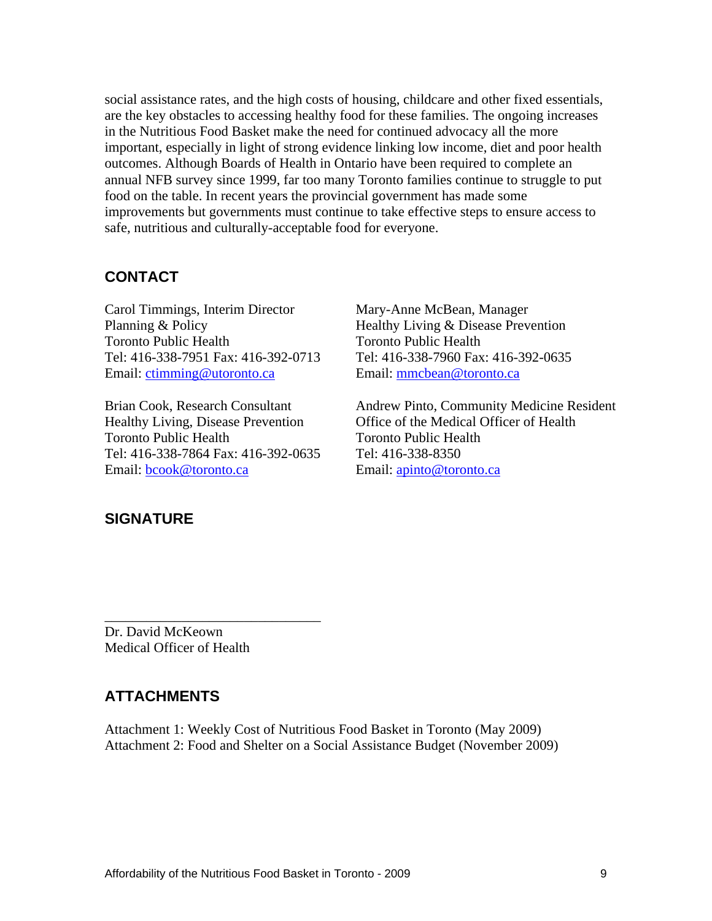social assistance rates, and the high costs of housing, childcare and other fixed essentials, are the key obstacles to accessing healthy food for these families. The ongoing increases in the Nutritious Food Basket make the need for continued advocacy all the more important, especially in light of strong evidence linking low income, diet and poor health outcomes. Although Boards of Health in Ontario have been required to complete an annual NFB survey since 1999, far too many Toronto families continue to struggle to put food on the table. In recent years the provincial government has made some improvements but governments must continue to take effective steps to ensure access to safe, nutritious and culturally-acceptable food for everyone.

## CONTACT

Carol Timmings, Interim Director
Planning & Policy
Toronto Public Health
Tel: 416-338-7951 Fax: 416-392-0713
Email: ctimming@utoronto.ca

Mary-Anne McBean, Manager
Healthy Living & Disease Prevention
Toronto Public Health
Tel: 416-338-7960 Fax: 416-392-0635
Email: mmcbean@toronto.ca

Brian Cook, Research Consultant
Healthy Living, Disease Prevention
Toronto Public Health
Tel: 416-338-7864 Fax: 416-392-0635
Email: bcook@toronto.ca

Andrew Pinto, Community Medicine Resident
Office of the Medical Officer of Health
Toronto Public Health
Tel: 416-338-8350
Email: apinto@toronto.ca

## SIGNATURE

_______________________________
Dr. David McKeown
Medical Officer of Health

## ATTACHMENTS

Attachment 1: Weekly Cost of Nutritious Food Basket in Toronto (May 2009)
Attachment 2: Food and Shelter on a Social Assistance Budget (November 2009)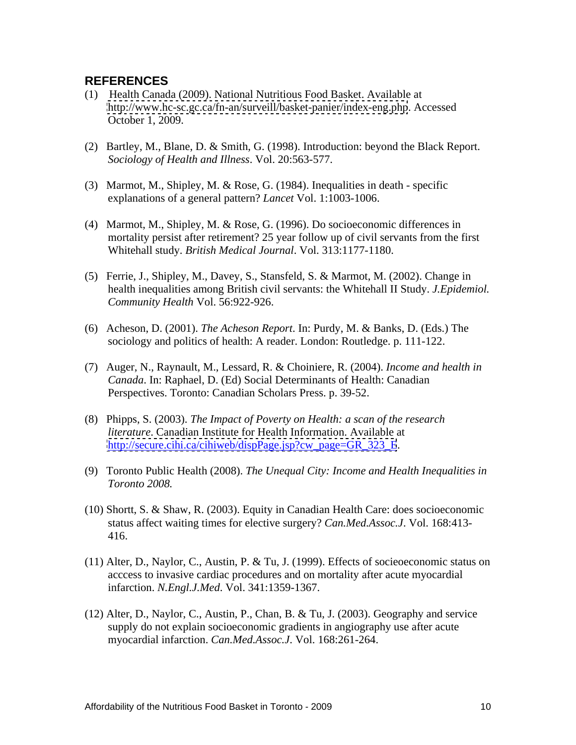## REFERENCES

(1) Health Canada (2009). National Nutritious Food Basket. Available at http://www.hc-sc.gc.ca/fn-an/surveill/basket-panier/index-eng.php. Accessed October 1, 2009.

(2) Bartley, M., Blane, D. & Smith, G. (1998). Introduction: beyond the Black Report. *Sociology of Health and Illness*. Vol. 20:563-577.

(3) Marmot, M., Shipley, M. & Rose, G. (1984). Inequalities in death - specific explanations of a general pattern? *Lancet* Vol. 1:1003-1006.

(4) Marmot, M., Shipley, M. & Rose, G. (1996). Do socioeconomic differences in mortality persist after retirement? 25 year follow up of civil servants from the first Whitehall study. *British Medical Journal*. Vol. 313:1177-1180.

(5) Ferrie, J., Shipley, M., Davey, S., Stansfeld, S. & Marmot, M. (2002). Change in health inequalities among British civil servants: the Whitehall II Study. *J.Epidemiol. Community Health* Vol. 56:922-926.

(6) Acheson, D. (2001). *The Acheson Report*. In: Purdy, M. & Banks, D. (Eds.) The sociology and politics of health: A reader. London: Routledge. p. 111-122.

(7) Auger, N., Raynault, M., Lessard, R. & Choiniere, R. (2004). *Income and health in Canada*. In: Raphael, D. (Ed) Social Determinants of Health: Canadian Perspectives. Toronto: Canadian Scholars Press. p. 39-52.

(8) Phipps, S. (2003). *The Impact of Poverty on Health: a scan of the research literature*. Canadian Institute for Health Information. Available at http://secure.cihi.ca/cihiweb/dispPage.jsp?cw_page=GR_323_E.

(9) Toronto Public Health (2008). *The Unequal City: Income and Health Inequalities in Toronto 2008.*

(10) Shortt, S. & Shaw, R. (2003). Equity in Canadian Health Care: does socioeconomic status affect waiting times for elective surgery? *Can.Med.Assoc.J*. Vol. 168:413-416.

(11) Alter, D., Naylor, C., Austin, P. & Tu, J. (1999). Effects of socieoeconomic status on acccess to invasive cardiac procedures and on mortality after acute myocardial infarction. *N.Engl.J.Med*. Vol. 341:1359-1367.

(12) Alter, D., Naylor, C., Austin, P., Chan, B. & Tu, J. (2003). Geography and service supply do not explain socioeconomic gradients in angiography use after acute myocardial infarction. *Can.Med.Assoc.J*. Vol. 168:261-264.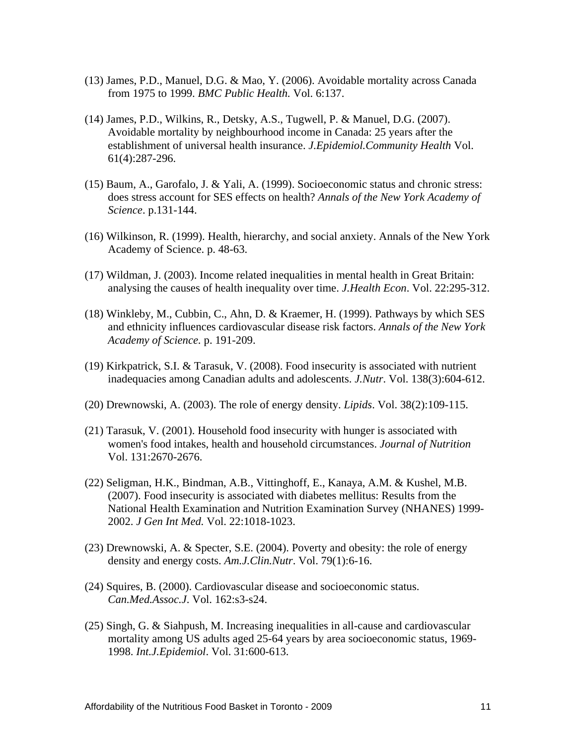(13) James, P.D., Manuel, D.G. & Mao, Y. (2006). Avoidable mortality across Canada from 1975 to 1999. *BMC Public Health.* Vol. 6:137.

(14) James, P.D., Wilkins, R., Detsky, A.S., Tugwell, P. & Manuel, D.G. (2007). Avoidable mortality by neighbourhood income in Canada: 25 years after the establishment of universal health insurance. *J.Epidemiol.Community Health* Vol. 61(4):287-296.

(15) Baum, A., Garofalo, J. & Yali, A. (1999). Socioeconomic status and chronic stress: does stress account for SES effects on health? *Annals of the New York Academy of Science*. p.131-144.

(16) Wilkinson, R. (1999). Health, hierarchy, and social anxiety. Annals of the New York Academy of Science. p. 48-63.

(17) Wildman, J. (2003). Income related inequalities in mental health in Great Britain: analysing the causes of health inequality over time. *J.Health Econ*. Vol. 22:295-312.

(18) Winkleby, M., Cubbin, C., Ahn, D. & Kraemer, H. (1999). Pathways by which SES and ethnicity influences cardiovascular disease risk factors. *Annals of the New York Academy of Science.* p. 191-209.

(19) Kirkpatrick, S.I. & Tarasuk, V. (2008). Food insecurity is associated with nutrient inadequacies among Canadian adults and adolescents. *J.Nutr.* Vol. 138(3):604-612.

(20) Drewnowski, A. (2003). The role of energy density. *Lipids*. Vol. 38(2):109-115.

(21) Tarasuk, V. (2001). Household food insecurity with hunger is associated with women's food intakes, health and household circumstances. *Journal of Nutrition* Vol. 131:2670-2676.

(22) Seligman, H.K., Bindman, A.B., Vittinghoff, E., Kanaya, A.M. & Kushel, M.B. (2007). Food insecurity is associated with diabetes mellitus: Results from the National Health Examination and Nutrition Examination Survey (NHANES) 1999-2002. *J Gen Int Med.* Vol. 22:1018-1023.

(23) Drewnowski, A. & Specter, S.E. (2004). Poverty and obesity: the role of energy density and energy costs. *Am.J.Clin.Nutr*. Vol. 79(1):6-16.

(24) Squires, B. (2000). Cardiovascular disease and socioeconomic status. *Can.Med.Assoc.J*. Vol. 162:s3-s24.

(25) Singh, G. & Siahpush, M. Increasing inequalities in all-cause and cardiovascular mortality among US adults aged 25-64 years by area socioeconomic status, 1969-1998. *Int.J.Epidemiol*. Vol. 31:600-613.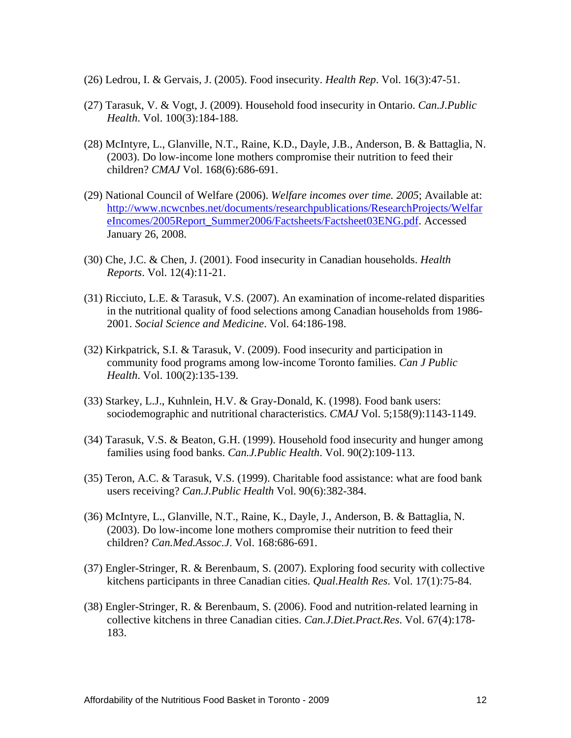(26) Ledrou, I. & Gervais, J. (2005). Food insecurity. *Health Rep*. Vol. 16(3):47-51.

(27) Tarasuk, V. & Vogt, J. (2009). Household food insecurity in Ontario. *Can.J.Public Health*. Vol. 100(3):184-188.

(28) McIntyre, L., Glanville, N.T., Raine, K.D., Dayle, J.B., Anderson, B. & Battaglia, N. (2003). Do low-income lone mothers compromise their nutrition to feed their children? *CMAJ* Vol. 168(6):686-691.

(29) National Council of Welfare (2006). *Welfare incomes over time. 2005*; Available at: [http://www.ncwcnbes.net/documents/researchpublications/ResearchProjects/WelfareIncomes/2005Report_Summer2006/Factsheets/Factsheet03ENG.pdf](http://www.ncwcnbes.net/documents/researchpublications/ResearchProjects/WelfareIncomes/2005Report_Summer2006/Factsheets/Factsheet03ENG.pdf). Accessed January 26, 2008.

(30) Che, J.C. & Chen, J. (2001). Food insecurity in Canadian households. *Health Reports*. Vol. 12(4):11-21.

(31) Ricciuto, L.E. & Tarasuk, V.S. (2007). An examination of income-related disparities in the nutritional quality of food selections among Canadian households from 1986-2001. *Social Science and Medicine*. Vol. 64:186-198.

(32) Kirkpatrick, S.I. & Tarasuk, V. (2009). Food insecurity and participation in community food programs among low-income Toronto families. *Can J Public Health*. Vol. 100(2):135-139.

(33) Starkey, L.J., Kuhnlein, H.V. & Gray-Donald, K. (1998). Food bank users: sociodemographic and nutritional characteristics. *CMAJ* Vol. 5;158(9):1143-1149.

(34) Tarasuk, V.S. & Beaton, G.H. (1999). Household food insecurity and hunger among families using food banks. *Can.J.Public Health*. Vol. 90(2):109-113.

(35) Teron, A.C. & Tarasuk, V.S. (1999). Charitable food assistance: what are food bank users receiving? *Can.J.Public Health* Vol. 90(6):382-384.

(36) McIntyre, L., Glanville, N.T., Raine, K., Dayle, J., Anderson, B. & Battaglia, N. (2003). Do low-income lone mothers compromise their nutrition to feed their children? *Can.Med.Assoc.J*. Vol. 168:686-691.

(37) Engler-Stringer, R. & Berenbaum, S. (2007). Exploring food security with collective kitchens participants in three Canadian cities. *Qual.Health Res*. Vol. 17(1):75-84.

(38) Engler-Stringer, R. & Berenbaum, S. (2006). Food and nutrition-related learning in collective kitchens in three Canadian cities. *Can.J.Diet.Pract.Res*. Vol. 67(4):178-183.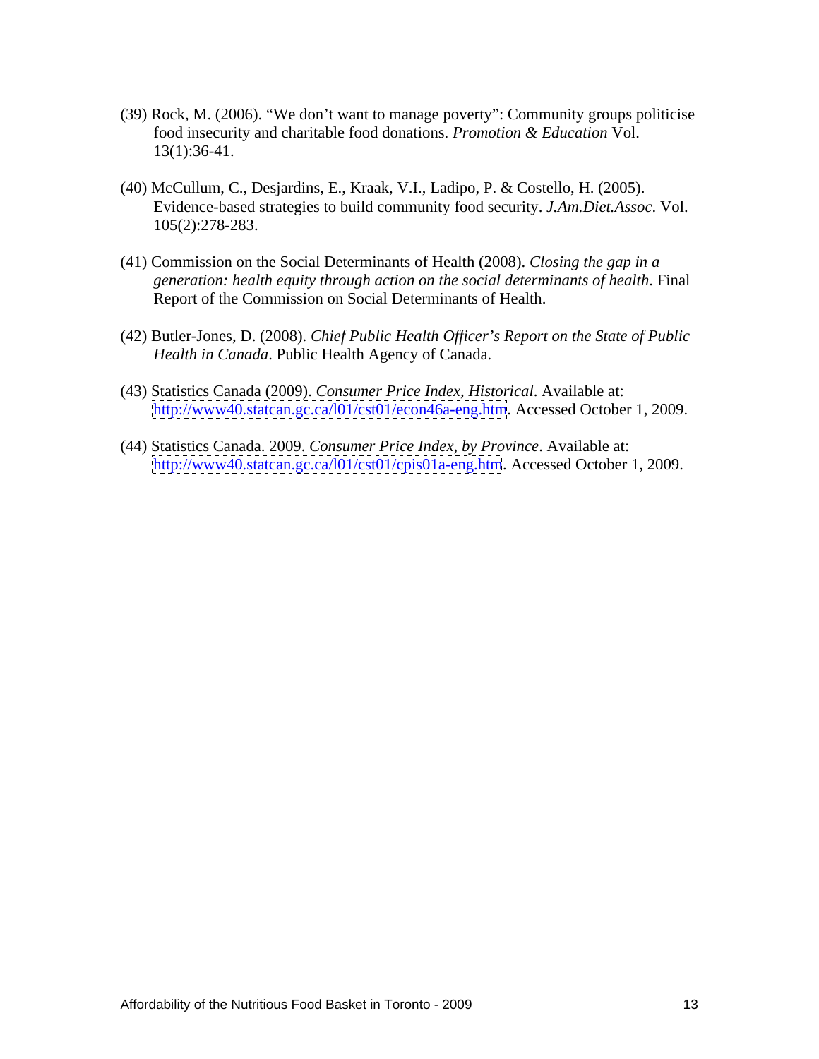(39) Rock, M. (2006). "We don't want to manage poverty": Community groups politicise food insecurity and charitable food donations. *Promotion & Education* Vol. 13(1):36-41.

(40) McCullum, C., Desjardins, E., Kraak, V.I., Ladipo, P. & Costello, H. (2005). Evidence-based strategies to build community food security. *J.Am.Diet.Assoc*. Vol. 105(2):278-283.

(41) Commission on the Social Determinants of Health (2008). *Closing the gap in a generation: health equity through action on the social determinants of health*. Final Report of the Commission on Social Determinants of Health.

(42) Butler-Jones, D. (2008). *Chief Public Health Officer's Report on the State of Public Health in Canada*. Public Health Agency of Canada.

(43) Statistics Canada (2009). *Consumer Price Index, Historical*. Available at: http://www40.statcan.gc.ca/l01/cst01/econ46a-eng.htm. Accessed October 1, 2009.

(44) Statistics Canada. 2009. *Consumer Price Index, by Province*. Available at: http://www40.statcan.gc.ca/l01/cst01/cpis01a-eng.htm. Accessed October 1, 2009.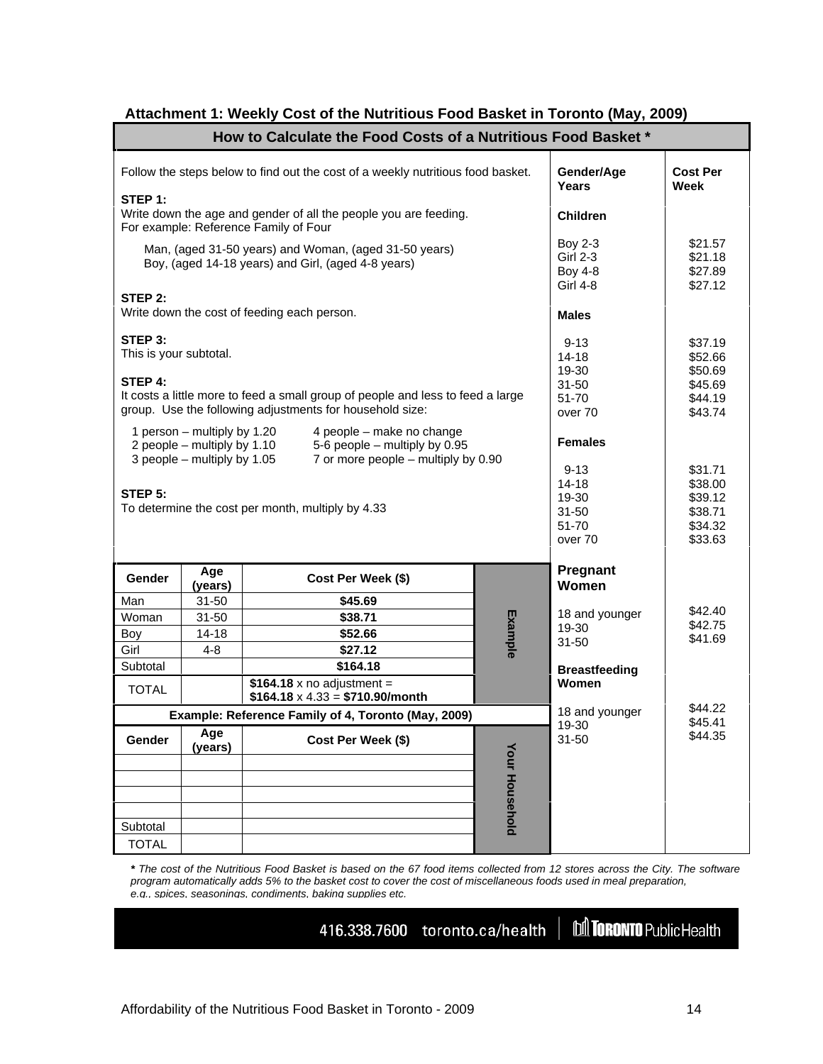## Attachment 1: Weekly Cost of the Nutritious Food Basket in Toronto (May, 2009)

### How to Calculate the Food Costs of a Nutritious Food Basket *

Follow the steps below to find out the cost of a weekly nutritious food basket.

**STEP 1:**
Write down the age and gender of all the people you are feeding.
For example: Reference Family of Four

Man, (aged 31-50 years) and Woman, (aged 31-50 years)
Boy, (aged 14-18 years) and Girl, (aged 4-8 years)

**STEP 2:**
Write down the cost of feeding each person.

**STEP 3:**
This is your subtotal.

**STEP 4:**
It costs a little more to feed a small group of people and less to feed a large group. Use the following adjustments for household size:

- 1 person – multiply by 1.20
- 2 people – multiply by 1.10
- 3 people – multiply by 1.05
- 4 people – make no change
- 5-6 people – multiply by 0.95
- 7 or more people – multiply by 0.90

**STEP 5:**
To determine the cost per month, multiply by 4.33

**Example: Reference Family of 4, Toronto (May, 2009)**

| Gender | Age (years) | Cost Per Week ($) |
|---|---|---|
| Man | 31-50 | **$45.69** |
| Woman | 31-50 | **$38.71** |
| Boy | 14-18 | **$52.66** |
| Girl | 4-8 | **$27.12** |
| Subtotal | | **$164.18** |
| TOTAL | | **$164.18** x no adjustment = **$164.18** x 4.33 = **$710.90/month** |

**Your Household**

| Gender | Age (years) | Cost Per Week ($) |
|---|---|---|
| | | |
| | | |
| | | |
| | | |
| Subtotal | | |
| TOTAL | | |

| Gender/Age Years | Cost Per Week |
|---|---|
| **Children** | |
| Boy 2-3 | $21.57 |
| Girl 2-3 | $21.18 |
| Boy 4-8 | $27.89 |
| Girl 4-8 | $27.12 |
| **Males** | |
| 9-13 | $37.19 |
| 14-18 | $52.66 |
| 19-30 | $50.69 |
| 31-50 | $45.69 |
| 51-70 | $44.19 |
| over 70 | $43.74 |
| **Females** | |
| 9-13 | $31.71 |
| 14-18 | $38.00 |
| 19-30 | $39.12 |
| 31-50 | $38.71 |
| 51-70 | $34.32 |
| over 70 | $33.63 |
| **Pregnant Women** | |
| 18 and younger | $42.40 |
| 19-30 | $42.75 |
| 31-50 | $41.69 |
| **Breastfeeding Women** | |
| 18 and younger | $44.22 |
| 19-30 | $45.41 |
| 31-50 | $44.35 |

***** *The cost of the Nutritious Food Basket is based on the 67 food items collected from 12 stores across the City. The software program automatically adds 5% to the basket cost to cover the cost of miscellaneous foods used in meal preparation, e.g., spices, seasonings, condiments, baking supplies etc.*

416.338.7600 toronto.ca/health | Toronto Public Health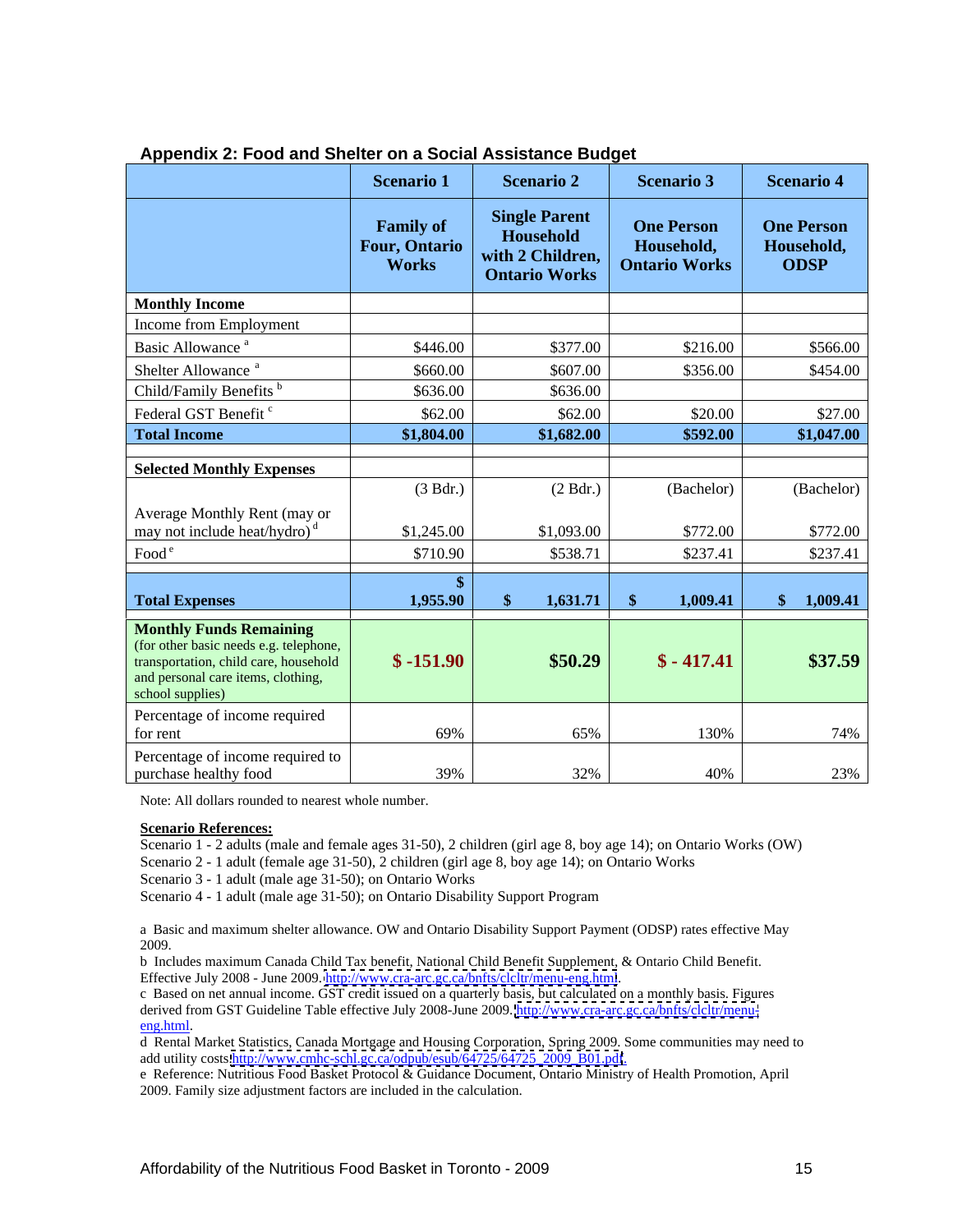## Appendix 2: Food and Shelter on a Social Assistance Budget

| | Scenario 1 | Scenario 2 | Scenario 3 | Scenario 4 |
|---|---|---|---|---|
| | **Family of Four, Ontario Works** | **Single Parent Household with 2 Children, Ontario Works** | **One Person Household, Ontario Works** | **One Person Household, ODSP** |
| **Monthly Income** | | | | |
| Income from Employment | | | | |
| Basic Allowance [a] | $446.00 | $377.00 | $216.00 | $566.00 |
| Shelter Allowance [a] | $660.00 | $607.00 | $356.00 | $454.00 |
| Child/Family Benefits [b] | $636.00 | $636.00 | | |
| Federal GST Benefit [c] | $62.00 | $62.00 | $20.00 | $27.00 |
| **Total Income** | **$1,804.00** | **$1,682.00** | **$592.00** | **$1,047.00** |
| | | | | |
| **Selected Monthly Expenses** | | | | |
| | (3 Bdr.) | (2 Bdr.) | (Bachelor) | (Bachelor) |
| Average Monthly Rent (may or may not include heat/hydro) [d] | $1,245.00 | $1,093.00 | $772.00 | $772.00 |
| Food [e] | $710.90 | $538.71 | $237.41 | $237.41 |
| | | | | |
| **Total Expenses** | **$ 1,955.90** | **$ 1,631.71** | **$ 1,009.41** | **$ 1,009.41** |
| | | | | |
| **Monthly Funds Remaining** (for other basic needs e.g. telephone, transportation, child care, household and personal care items, clothing, school supplies) | **$ -151.90** | **$50.29** | **$ - 417.41** | **$37.59** |
| Percentage of income required for rent | 69% | 65% | 130% | 74% |
| Percentage of income required to purchase healthy food | 39% | 32% | 40% | 23% |

Note: All dollars rounded to nearest whole number.

**Scenario References:**

Scenario 1 - 2 adults (male and female ages 31-50), 2 children (girl age 8, boy age 14); on Ontario Works (OW)
Scenario 2 - 1 adult (female age 31-50), 2 children (girl age 8, boy age 14); on Ontario Works
Scenario 3 - 1 adult (male age 31-50); on Ontario Works
Scenario 4 - 1 adult (male age 31-50); on Ontario Disability Support Program

a Basic and maximum shelter allowance. OW and Ontario Disability Support Payment (ODSP) rates effective May 2009.
b Includes maximum Canada Child Tax benefit, National Child Benefit Supplement, & Ontario Child Benefit. Effective July 2008 - June 2009. http://www.cra-arc.gc.ca/bnfts/clcltr/menu-eng.html.
c Based on net annual income. GST credit issued on a quarterly basis, but calculated on a monthly basis. Figures derived from GST Guideline Table effective July 2008-June 2009. http://www.cra-arc.gc.ca/bnfts/clcltr/menu-eng.html.
d Rental Market Statistics, Canada Mortgage and Housing Corporation, Spring 2009. Some communities may need to add utility costs. http://www.cmhc-schl.gc.ca/odpub/esub/64725/64725_2009_B01.pdf.
e Reference: Nutritious Food Basket Protocol & Guidance Document, Ontario Ministry of Health Promotion, April 2009. Family size adjustment factors are included in the calculation.